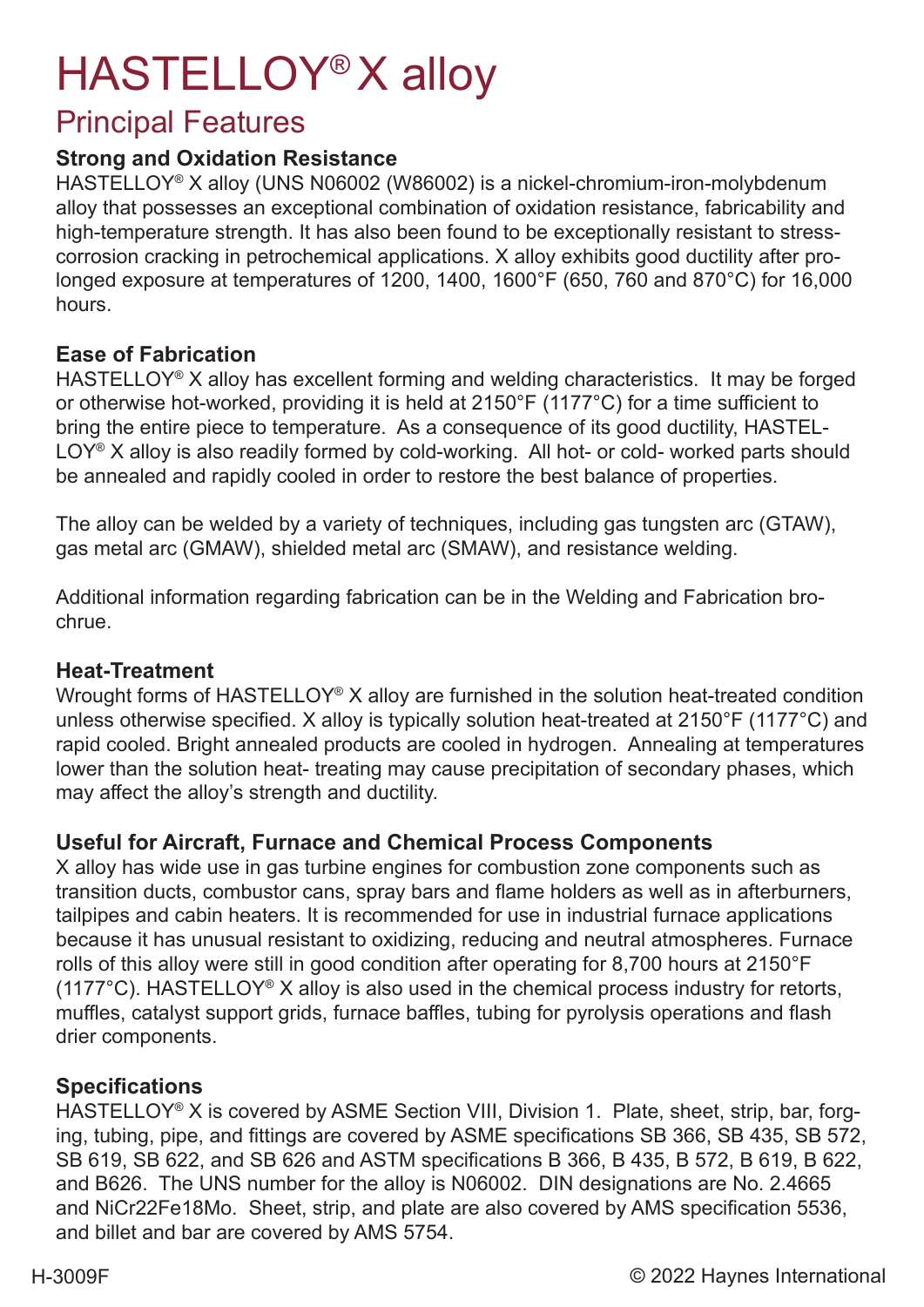# HASTELLOY® X alloy

## Principal Features

### Strong and Oxidation Resistance

HASTELLOY® X alloy (UNS N06002 (W86002) is a nickel-chromium-iron-molybdenum alloy that possesses an exceptional combination of oxidation resistance, fabricability and high-temperature strength. It has also been found to be exceptionally resistant to stress-corrosion cracking in petrochemical applications. X alloy exhibits good ductility after prolonged exposure at temperatures of 1200, 1400, 1600°F (650, 760 and 870°C) for 16,000 hours.

### Ease of Fabrication

HASTELLOY® X alloy has excellent forming and welding characteristics. It may be forged or otherwise hot-worked, providing it is held at 2150°F (1177°C) for a time sufficient to bring the entire piece to temperature. As a consequence of its good ductility, HASTELLOY® X alloy is also readily formed by cold-working. All hot- or cold- worked parts should be annealed and rapidly cooled in order to restore the best balance of properties.

The alloy can be welded by a variety of techniques, including gas tungsten arc (GTAW), gas metal arc (GMAW), shielded metal arc (SMAW), and resistance welding.

Additional information regarding fabrication can be in the Welding and Fabrication brochrue.

### Heat-Treatment

Wrought forms of HASTELLOY® X alloy are furnished in the solution heat-treated condition unless otherwise specified. X alloy is typically solution heat-treated at 2150°F (1177°C) and rapid cooled. Bright annealed products are cooled in hydrogen. Annealing at temperatures lower than the solution heat- treating may cause precipitation of secondary phases, which may affect the alloy's strength and ductility.

### Useful for Aircraft, Furnace and Chemical Process Components

X alloy has wide use in gas turbine engines for combustion zone components such as transition ducts, combustor cans, spray bars and flame holders as well as in afterburners, tailpipes and cabin heaters. It is recommended for use in industrial furnace applications because it has unusual resistant to oxidizing, reducing and neutral atmospheres. Furnace rolls of this alloy were still in good condition after operating for 8,700 hours at 2150°F (1177°C). HASTELLOY® X alloy is also used in the chemical process industry for retorts, muffles, catalyst support grids, furnace baffles, tubing for pyrolysis operations and flash drier components.

### Specifications

HASTELLOY® X is covered by ASME Section VIII, Division 1. Plate, sheet, strip, bar, forging, tubing, pipe, and fittings are covered by ASME specifications SB 366, SB 435, SB 572, SB 619, SB 622, and SB 626 and ASTM specifications B 366, B 435, B 572, B 619, B 622, and B626. The UNS number for the alloy is N06002. DIN designations are No. 2.4665 and NiCr22Fe18Mo. Sheet, strip, and plate are also covered by AMS specification 5536, and billet and bar are covered by AMS 5754.

H-3009F © 2022 Haynes International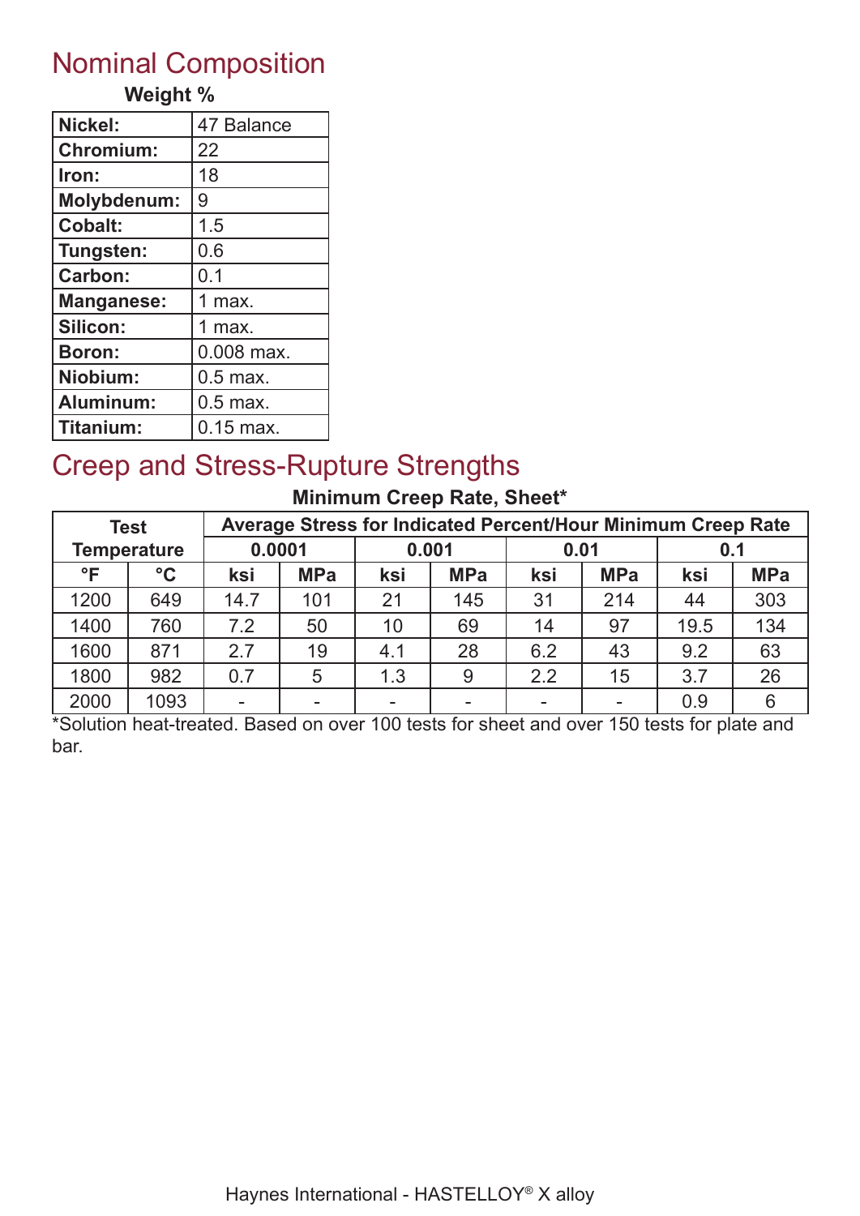## Nominal Composition

**Weight %**

| | |
|---|---|
| **Nickel:** | 47 Balance |
| **Chromium:** | 22 |
| **Iron:** | 18 |
| **Molybdenum:** | 9 |
| **Cobalt:** | 1.5 |
| **Tungsten:** | 0.6 |
| **Carbon:** | 0.1 |
| **Manganese:** | 1 max. |
| **Silicon:** | 1 max. |
| **Boron:** | 0.008 max. |
| **Niobium:** | 0.5 max. |
| **Aluminum:** | 0.5 max. |
| **Titanium:** | 0.15 max. |

## Creep and Stress-Rupture Strengths

**Minimum Creep Rate, Sheet***

| Test Temperature | | Average Stress for Indicated Percent/Hour Minimum Creep Rate | | | | | | | |
|---|---|---|---|---|---|---|---|---|---|
| | | 0.0001 | | 0.001 | | 0.01 | | 0.1 | |
| °F | °C | ksi | MPa | ksi | MPa | ksi | MPa | ksi | MPa |
| 1200 | 649 | 14.7 | 101 | 21 | 145 | 31 | 214 | 44 | 303 |
| 1400 | 760 | 7.2 | 50 | 10 | 69 | 14 | 97 | 19.5 | 134 |
| 1600 | 871 | 2.7 | 19 | 4.1 | 28 | 6.2 | 43 | 9.2 | 63 |
| 1800 | 982 | 0.7 | 5 | 1.3 | 9 | 2.2 | 15 | 3.7 | 26 |
| 2000 | 1093 | - | - | - | - | - | - | 0.9 | 6 |

*Solution heat-treated. Based on over 100 tests for sheet and over 150 tests for plate and bar.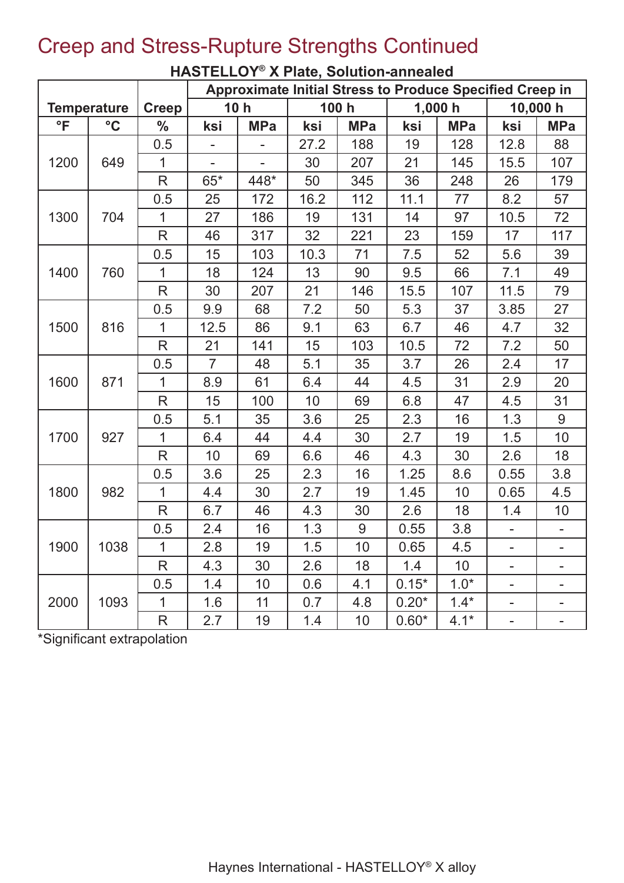# Creep and Stress-Rupture Strengths Continued

**HASTELLOY® X Plate, Solution-annealed**

| Temperature | | Creep | Approximate Initial Stress to Produce Specified Creep in | | | | | | | |
|---|---|---|---|---|---|---|---|---|---|---|
| | | | 10 h | | 100 h | | 1,000 h | | 10,000 h | |
| °F | °C | % | ksi | MPa | ksi | MPa | ksi | MPa | ksi | MPa |
| 1200 | 649 | 0.5 | - | - | 27.2 | 188 | 19 | 128 | 12.8 | 88 |
| | | 1 | - | - | 30 | 207 | 21 | 145 | 15.5 | 107 |
| | | R | 65* | 448* | 50 | 345 | 36 | 248 | 26 | 179 |
| 1300 | 704 | 0.5 | 25 | 172 | 16.2 | 112 | 11.1 | 77 | 8.2 | 57 |
| | | 1 | 27 | 186 | 19 | 131 | 14 | 97 | 10.5 | 72 |
| | | R | 46 | 317 | 32 | 221 | 23 | 159 | 17 | 117 |
| 1400 | 760 | 0.5 | 15 | 103 | 10.3 | 71 | 7.5 | 52 | 5.6 | 39 |
| | | 1 | 18 | 124 | 13 | 90 | 9.5 | 66 | 7.1 | 49 |
| | | R | 30 | 207 | 21 | 146 | 15.5 | 107 | 11.5 | 79 |
| 1500 | 816 | 0.5 | 9.9 | 68 | 7.2 | 50 | 5.3 | 37 | 3.85 | 27 |
| | | 1 | 12.5 | 86 | 9.1 | 63 | 6.7 | 46 | 4.7 | 32 |
| | | R | 21 | 141 | 15 | 103 | 10.5 | 72 | 7.2 | 50 |
| 1600 | 871 | 0.5 | 7 | 48 | 5.1 | 35 | 3.7 | 26 | 2.4 | 17 |
| | | 1 | 8.9 | 61 | 6.4 | 44 | 4.5 | 31 | 2.9 | 20 |
| | | R | 15 | 100 | 10 | 69 | 6.8 | 47 | 4.5 | 31 |
| 1700 | 927 | 0.5 | 5.1 | 35 | 3.6 | 25 | 2.3 | 16 | 1.3 | 9 |
| | | 1 | 6.4 | 44 | 4.4 | 30 | 2.7 | 19 | 1.5 | 10 |
| | | R | 10 | 69 | 6.6 | 46 | 4.3 | 30 | 2.6 | 18 |
| 1800 | 982 | 0.5 | 3.6 | 25 | 2.3 | 16 | 1.25 | 8.6 | 0.55 | 3.8 |
| | | 1 | 4.4 | 30 | 2.7 | 19 | 1.45 | 10 | 0.65 | 4.5 |
| | | R | 6.7 | 46 | 4.3 | 30 | 2.6 | 18 | 1.4 | 10 |
| 1900 | 1038 | 0.5 | 2.4 | 16 | 1.3 | 9 | 0.55 | 3.8 | - | - |
| | | 1 | 2.8 | 19 | 1.5 | 10 | 0.65 | 4.5 | - | - |
| | | R | 4.3 | 30 | 2.6 | 18 | 1.4 | 10 | - | - |
| 2000 | 1093 | 0.5 | 1.4 | 10 | 0.6 | 4.1 | 0.15* | 1.0* | - | - |
| | | 1 | 1.6 | 11 | 0.7 | 4.8 | 0.20* | 1.4* | - | - |
| | | R | 2.7 | 19 | 1.4 | 10 | 0.60* | 4.1* | - | - |

*Significant extrapolation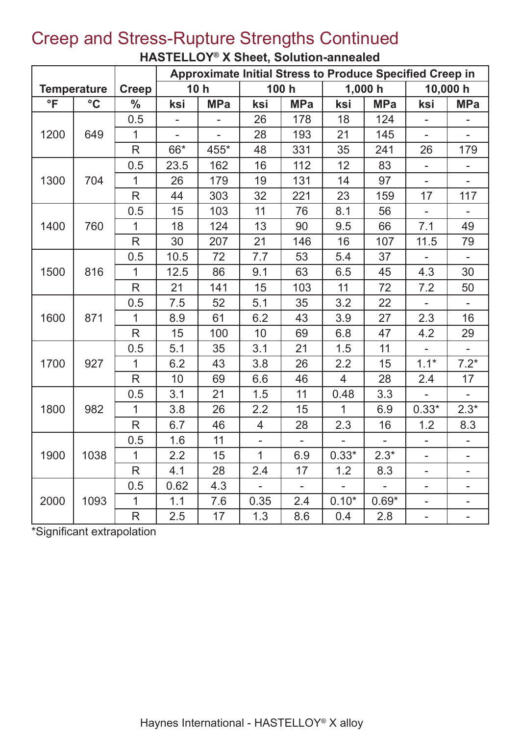# Creep and Stress-Rupture Strengths Continued

**HASTELLOY® X Sheet, Solution-annealed**

| Temperature | | Creep | Approximate Initial Stress to Produce Specified Creep in | | | | | | | |
|---|---|---|---|---|---|---|---|---|---|---|
| | | | 10 h | | 100 h | | 1,000 h | | 10,000 h | |
| °F | °C | % | ksi | MPa | ksi | MPa | ksi | MPa | ksi | MPa |
| 1200 | 649 | 0.5 | - | - | 26 | 178 | 18 | 124 | - | - |
| | | 1 | - | - | 28 | 193 | 21 | 145 | - | - |
| | | R | 66* | 455* | 48 | 331 | 35 | 241 | 26 | 179 |
| 1300 | 704 | 0.5 | 23.5 | 162 | 16 | 112 | 12 | 83 | - | - |
| | | 1 | 26 | 179 | 19 | 131 | 14 | 97 | - | - |
| | | R | 44 | 303 | 32 | 221 | 23 | 159 | 17 | 117 |
| 1400 | 760 | 0.5 | 15 | 103 | 11 | 76 | 8.1 | 56 | - | - |
| | | 1 | 18 | 124 | 13 | 90 | 9.5 | 66 | 7.1 | 49 |
| | | R | 30 | 207 | 21 | 146 | 16 | 107 | 11.5 | 79 |
| 1500 | 816 | 0.5 | 10.5 | 72 | 7.7 | 53 | 5.4 | 37 | - | - |
| | | 1 | 12.5 | 86 | 9.1 | 63 | 6.5 | 45 | 4.3 | 30 |
| | | R | 21 | 141 | 15 | 103 | 11 | 72 | 7.2 | 50 |
| 1600 | 871 | 0.5 | 7.5 | 52 | 5.1 | 35 | 3.2 | 22 | - | - |
| | | 1 | 8.9 | 61 | 6.2 | 43 | 3.9 | 27 | 2.3 | 16 |
| | | R | 15 | 100 | 10 | 69 | 6.8 | 47 | 4.2 | 29 |
| 1700 | 927 | 0.5 | 5.1 | 35 | 3.1 | 21 | 1.5 | 11 | - | - |
| | | 1 | 6.2 | 43 | 3.8 | 26 | 2.2 | 15 | 1.1* | 7.2* |
| | | R | 10 | 69 | 6.6 | 46 | 4 | 28 | 2.4 | 17 |
| 1800 | 982 | 0.5 | 3.1 | 21 | 1.5 | 11 | 0.48 | 3.3 | - | - |
| | | 1 | 3.8 | 26 | 2.2 | 15 | 1 | 6.9 | 0.33* | 2.3* |
| | | R | 6.7 | 46 | 4 | 28 | 2.3 | 16 | 1.2 | 8.3 |
| 1900 | 1038 | 0.5 | 1.6 | 11 | - | - | - | - | - | - |
| | | 1 | 2.2 | 15 | 1 | 6.9 | 0.33* | 2.3* | - | - |
| | | R | 4.1 | 28 | 2.4 | 17 | 1.2 | 8.3 | - | - |
| 2000 | 1093 | 0.5 | 0.62 | 4.3 | - | - | - | - | - | - |
| | | 1 | 1.1 | 7.6 | 0.35 | 2.4 | 0.10* | 0.69* | - | - |
| | | R | 2.5 | 17 | 1.3 | 8.6 | 0.4 | 2.8 | - | - |

*Significant extrapolation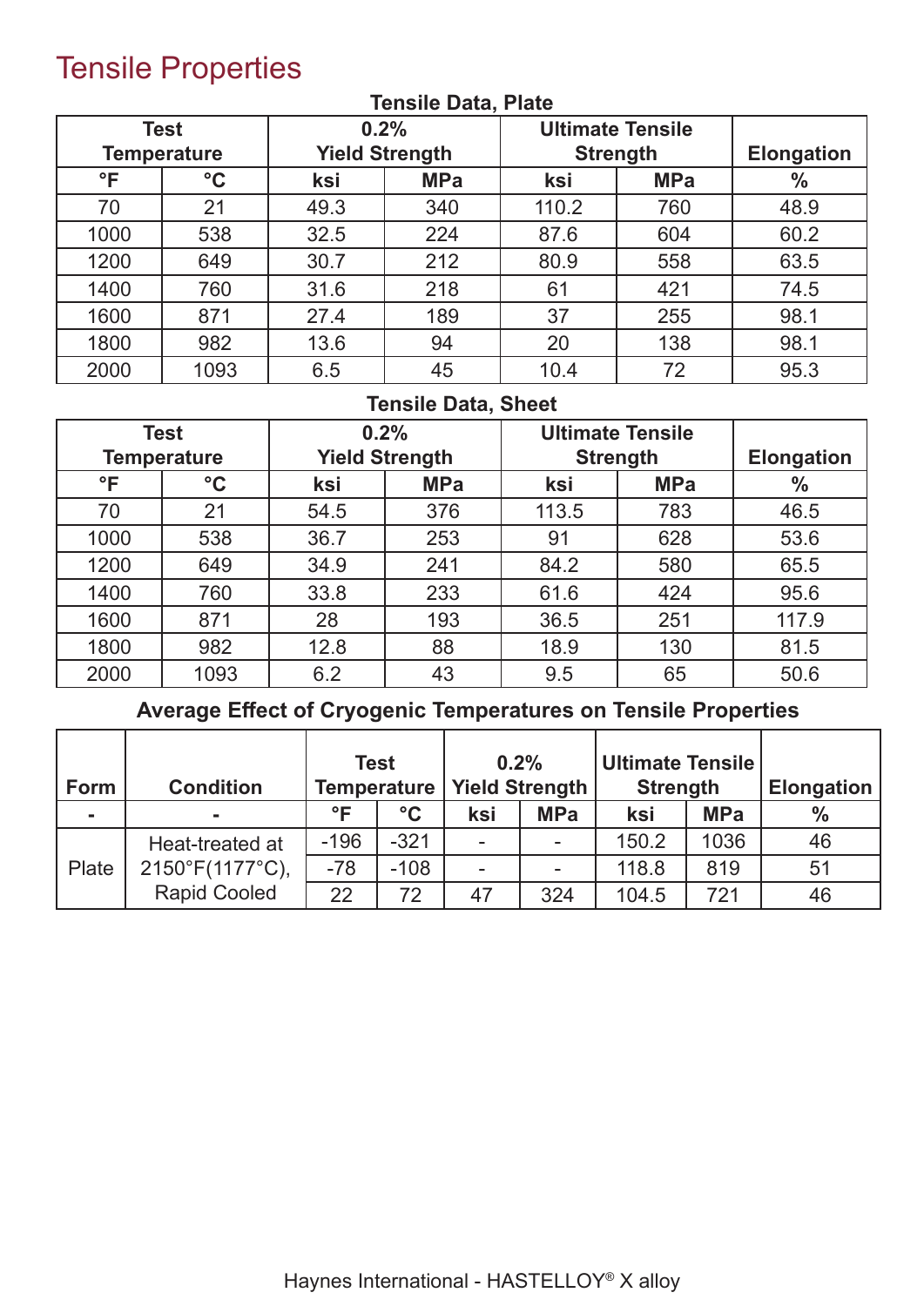# Tensile Properties

**Tensile Data, Plate**

| Test Temperature | | 0.2% Yield Strength | | Ultimate Tensile Strength | | Elongation |
|---|---|---|---|---|---|---|
| °F | °C | ksi | MPa | ksi | MPa | % |
| 70 | 21 | 49.3 | 340 | 110.2 | 760 | 48.9 |
| 1000 | 538 | 32.5 | 224 | 87.6 | 604 | 60.2 |
| 1200 | 649 | 30.7 | 212 | 80.9 | 558 | 63.5 |
| 1400 | 760 | 31.6 | 218 | 61 | 421 | 74.5 |
| 1600 | 871 | 27.4 | 189 | 37 | 255 | 98.1 |
| 1800 | 982 | 13.6 | 94 | 20 | 138 | 98.1 |
| 2000 | 1093 | 6.5 | 45 | 10.4 | 72 | 95.3 |

**Tensile Data, Sheet**

| Test Temperature | | 0.2% Yield Strength | | Ultimate Tensile Strength | | Elongation |
|---|---|---|---|---|---|---|
| °F | °C | ksi | MPa | ksi | MPa | % |
| 70 | 21 | 54.5 | 376 | 113.5 | 783 | 46.5 |
| 1000 | 538 | 36.7 | 253 | 91 | 628 | 53.6 |
| 1200 | 649 | 34.9 | 241 | 84.2 | 580 | 65.5 |
| 1400 | 760 | 33.8 | 233 | 61.6 | 424 | 95.6 |
| 1600 | 871 | 28 | 193 | 36.5 | 251 | 117.9 |
| 1800 | 982 | 12.8 | 88 | 18.9 | 130 | 81.5 |
| 2000 | 1093 | 6.2 | 43 | 9.5 | 65 | 50.6 |

**Average Effect of Cryogenic Temperatures on Tensile Properties**

| Form | Condition | Test Temperature | | 0.2% Yield Strength | | Ultimate Tensile Strength | | Elongation |
|---|---|---|---|---|---|---|---|---|
| - | - | °F | °C | ksi | MPa | ksi | MPa | % |
| Plate | Heat-treated at 2150°F(1177°C), Rapid Cooled | -196 | -321 | - | - | 150.2 | 1036 | 46 |
| | | -78 | -108 | - | - | 118.8 | 819 | 51 |
| | | 22 | 72 | 47 | 324 | 104.5 | 721 | 46 |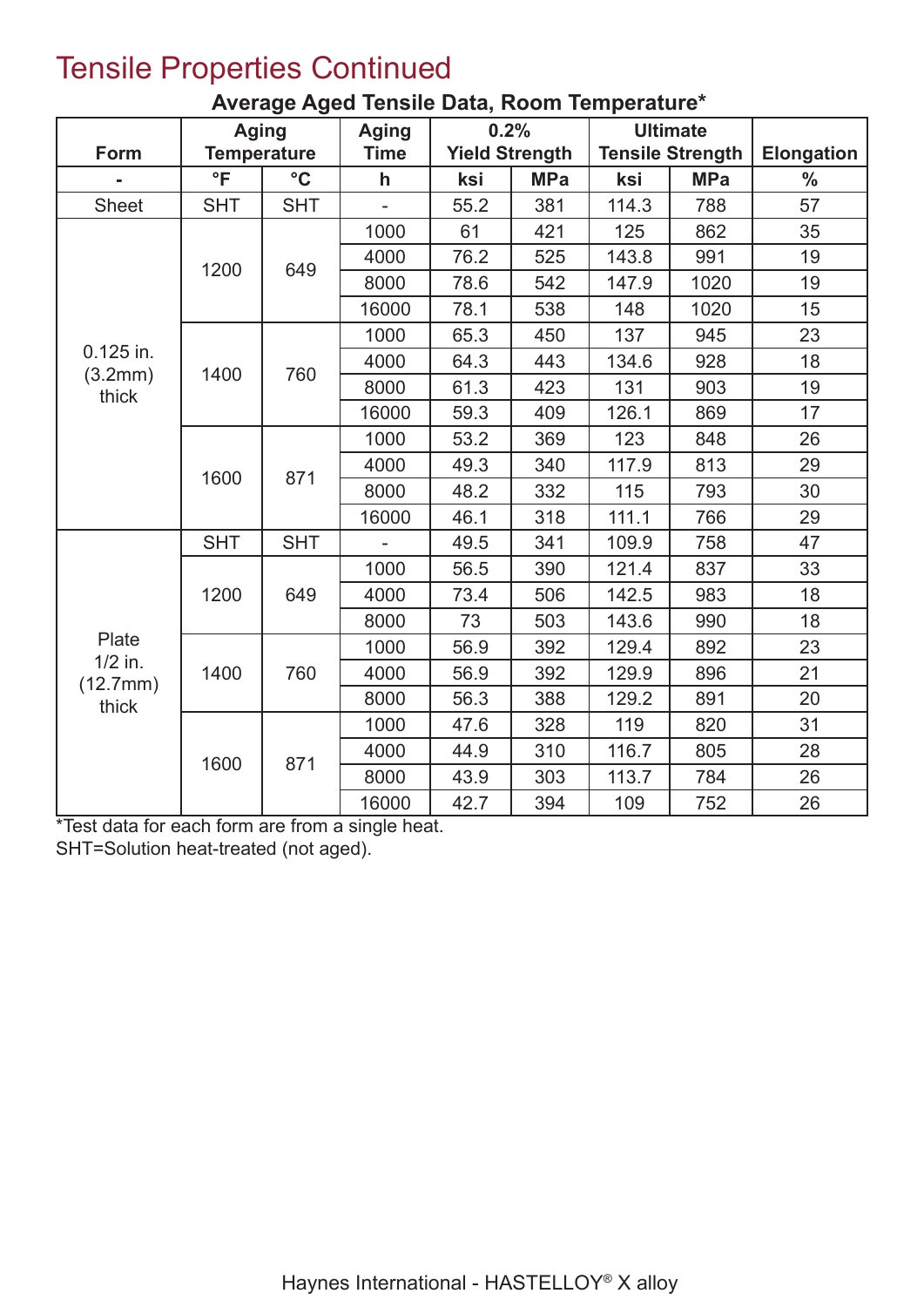# Tensile Properties Continued

**Average Aged Tensile Data, Room Temperature***

| Form | Aging Temperature | | Aging Time | 0.2% Yield Strength | | Ultimate Tensile Strength | | Elongation |
|---|---|---|---|---|---|---|---|---|
| - | °F | °C | h | ksi | MPa | ksi | MPa | % |
| Sheet | SHT | SHT | - | 55.2 | 381 | 114.3 | 788 | 57 |
| 0.125 in. (3.2mm) thick | 1200 | 649 | 1000 | 61 | 421 | 125 | 862 | 35 |
| | | | 4000 | 76.2 | 525 | 143.8 | 991 | 19 |
| | | | 8000 | 78.6 | 542 | 147.9 | 1020 | 19 |
| | | | 16000 | 78.1 | 538 | 148 | 1020 | 15 |
| | 1400 | 760 | 1000 | 65.3 | 450 | 137 | 945 | 23 |
| | | | 4000 | 64.3 | 443 | 134.6 | 928 | 18 |
| | | | 8000 | 61.3 | 423 | 131 | 903 | 19 |
| | | | 16000 | 59.3 | 409 | 126.1 | 869 | 17 |
| | 1600 | 871 | 1000 | 53.2 | 369 | 123 | 848 | 26 |
| | | | 4000 | 49.3 | 340 | 117.9 | 813 | 29 |
| | | | 8000 | 48.2 | 332 | 115 | 793 | 30 |
| | | | 16000 | 46.1 | 318 | 111.1 | 766 | 29 |
| Plate 1/2 in. (12.7mm) thick | SHT | SHT | - | 49.5 | 341 | 109.9 | 758 | 47 |
| | 1200 | 649 | 1000 | 56.5 | 390 | 121.4 | 837 | 33 |
| | | | 4000 | 73.4 | 506 | 142.5 | 983 | 18 |
| | | | 8000 | 73 | 503 | 143.6 | 990 | 18 |
| | 1400 | 760 | 1000 | 56.9 | 392 | 129.4 | 892 | 23 |
| | | | 4000 | 56.9 | 392 | 129.9 | 896 | 21 |
| | | | 8000 | 56.3 | 388 | 129.2 | 891 | 20 |
| | 1600 | 871 | 1000 | 47.6 | 328 | 119 | 820 | 31 |
| | | | 4000 | 44.9 | 310 | 116.7 | 805 | 28 |
| | | | 8000 | 43.9 | 303 | 113.7 | 784 | 26 |
| | | | 16000 | 42.7 | 394 | 109 | 752 | 26 |

*Test data for each form are from a single heat.
SHT=Solution heat-treated (not aged).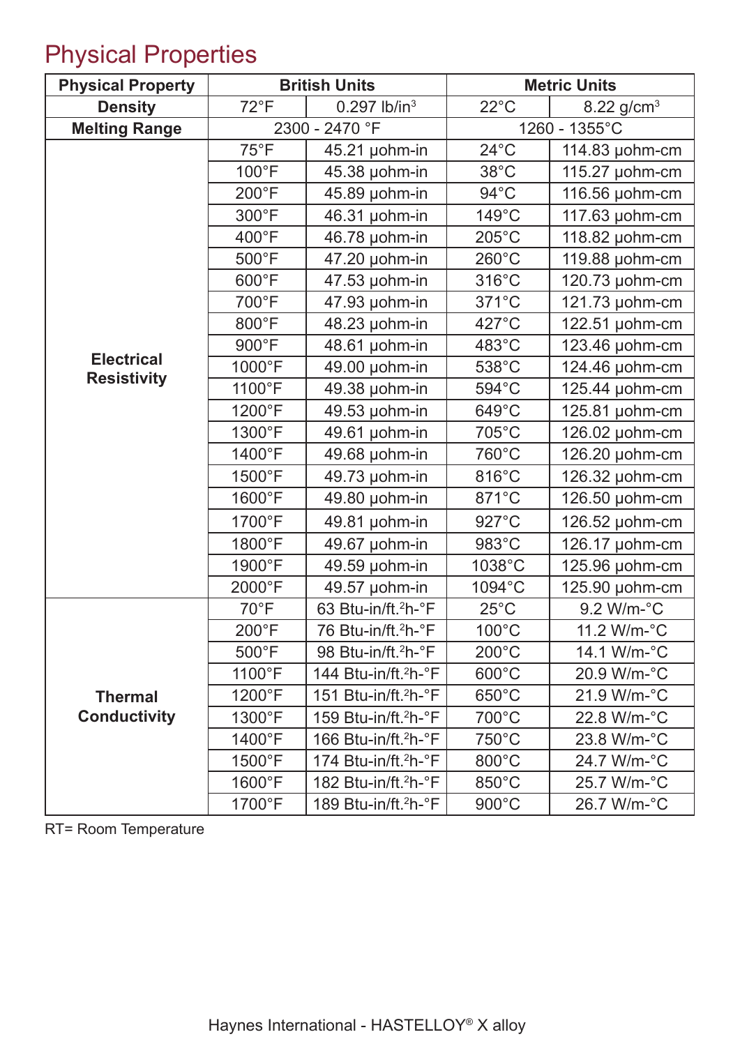# Physical Properties

| Physical Property | British Units | | Metric Units | |
|---|---|---|---|---|
| Density | 72°F | 0.297 lb/in³ | 22°C | 8.22 g/cm³ |
| Melting Range | 2300 - 2470 °F | | 1260 - 1355°C | |
| Electrical Resistivity | 75°F | 45.21 µohm-in | 24°C | 114.83 µohm-cm |
| | 100°F | 45.38 µohm-in | 38°C | 115.27 µohm-cm |
| | 200°F | 45.89 µohm-in | 94°C | 116.56 µohm-cm |
| | 300°F | 46.31 µohm-in | 149°C | 117.63 µohm-cm |
| | 400°F | 46.78 µohm-in | 205°C | 118.82 µohm-cm |
| | 500°F | 47.20 µohm-in | 260°C | 119.88 µohm-cm |
| | 600°F | 47.53 µohm-in | 316°C | 120.73 µohm-cm |
| | 700°F | 47.93 µohm-in | 371°C | 121.73 µohm-cm |
| | 800°F | 48.23 µohm-in | 427°C | 122.51 µohm-cm |
| | 900°F | 48.61 µohm-in | 483°C | 123.46 µohm-cm |
| | 1000°F | 49.00 µohm-in | 538°C | 124.46 µohm-cm |
| | 1100°F | 49.38 µohm-in | 594°C | 125.44 µohm-cm |
| | 1200°F | 49.53 µohm-in | 649°C | 125.81 µohm-cm |
| | 1300°F | 49.61 µohm-in | 705°C | 126.02 µohm-cm |
| | 1400°F | 49.68 µohm-in | 760°C | 126.20 µohm-cm |
| | 1500°F | 49.73 µohm-in | 816°C | 126.32 µohm-cm |
| | 1600°F | 49.80 µohm-in | 871°C | 126.50 µohm-cm |
| | 1700°F | 49.81 µohm-in | 927°C | 126.52 µohm-cm |
| | 1800°F | 49.67 µohm-in | 983°C | 126.17 µohm-cm |
| | 1900°F | 49.59 µohm-in | 1038°C | 125.96 µohm-cm |
| | 2000°F | 49.57 µohm-in | 1094°C | 125.90 µohm-cm |
| Thermal Conductivity | 70°F | 63 Btu-in/ft.²h-°F | 25°C | 9.2 W/m-°C |
| | 200°F | 76 Btu-in/ft.²h-°F | 100°C | 11.2 W/m-°C |
| | 500°F | 98 Btu-in/ft.²h-°F | 200°C | 14.1 W/m-°C |
| | 1100°F | 144 Btu-in/ft.²h-°F | 600°C | 20.9 W/m-°C |
| | 1200°F | 151 Btu-in/ft.²h-°F | 650°C | 21.9 W/m-°C |
| | 1300°F | 159 Btu-in/ft.²h-°F | 700°C | 22.8 W/m-°C |
| | 1400°F | 166 Btu-in/ft.²h-°F | 750°C | 23.8 W/m-°C |
| | 1500°F | 174 Btu-in/ft.²h-°F | 800°C | 24.7 W/m-°C |
| | 1600°F | 182 Btu-in/ft.²h-°F | 850°C | 25.7 W/m-°C |
| | 1700°F | 189 Btu-in/ft.²h-°F | 900°C | 26.7 W/m-°C |

RT= Room Temperature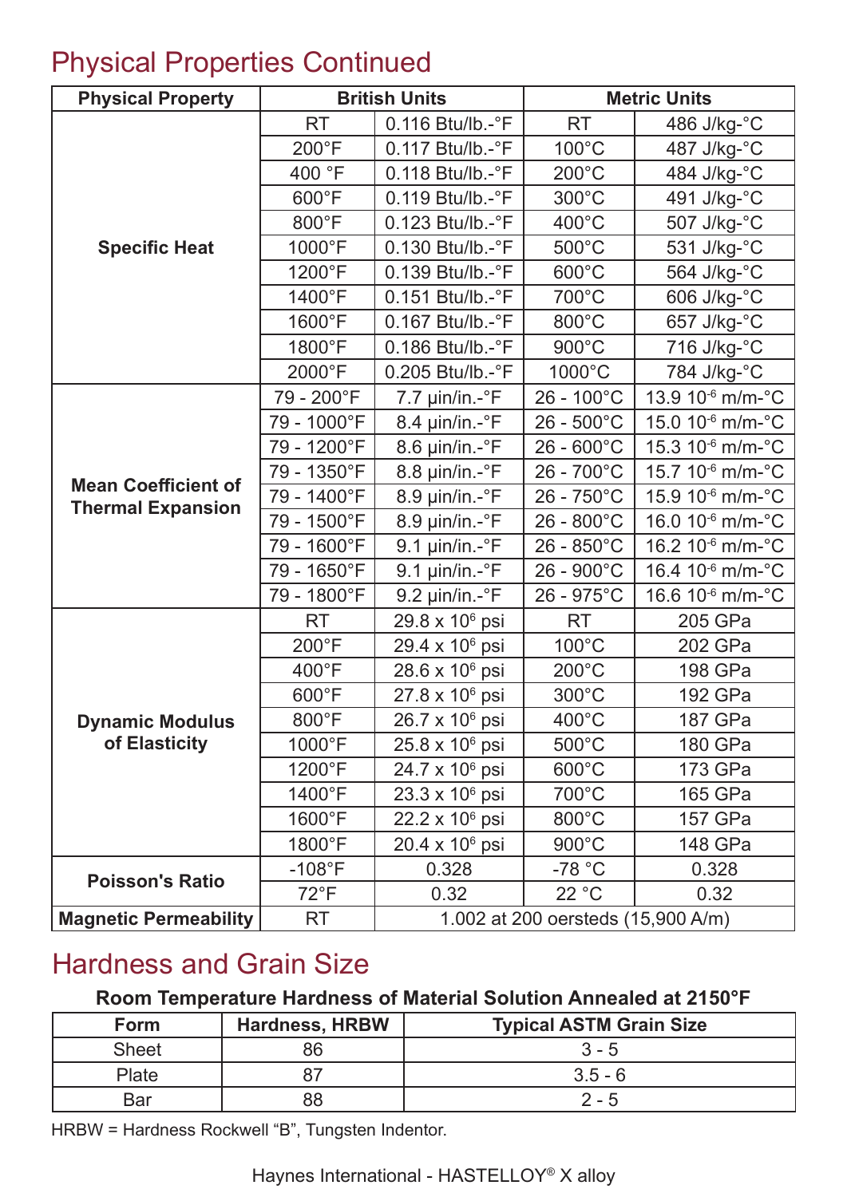# Physical Properties Continued

| Physical Property | British Units | | Metric Units | |
|---|---|---|---|---|
| Specific Heat | RT | 0.116 Btu/lb.-°F | RT | 486 J/kg-°C |
| | 200°F | 0.117 Btu/lb.-°F | 100°C | 487 J/kg-°C |
| | 400 °F | 0.118 Btu/lb.-°F | 200°C | 484 J/kg-°C |
| | 600°F | 0.119 Btu/lb.-°F | 300°C | 491 J/kg-°C |
| | 800°F | 0.123 Btu/lb.-°F | 400°C | 507 J/kg-°C |
| | 1000°F | 0.130 Btu/lb.-°F | 500°C | 531 J/kg-°C |
| | 1200°F | 0.139 Btu/lb.-°F | 600°C | 564 J/kg-°C |
| | 1400°F | 0.151 Btu/lb.-°F | 700°C | 606 J/kg-°C |
| | 1600°F | 0.167 Btu/lb.-°F | 800°C | 657 J/kg-°C |
| | 1800°F | 0.186 Btu/lb.-°F | 900°C | 716 J/kg-°C |
| | 2000°F | 0.205 Btu/lb.-°F | 1000°C | 784 J/kg-°C |
| Mean Coefficient of Thermal Expansion | 79 - 200°F | 7.7 µin/in.-°F | 26 - 100°C | 13.9 $10^{-6}$ m/m-°C |
| | 79 - 1000°F | 8.4 µin/in.-°F | 26 - 500°C | 15.0 $10^{-6}$ m/m-°C |
| | 79 - 1200°F | 8.6 µin/in.-°F | 26 - 600°C | 15.3 $10^{-6}$ m/m-°C |
| | 79 - 1350°F | 8.8 µin/in.-°F | 26 - 700°C | 15.7 $10^{-6}$ m/m-°C |
| | 79 - 1400°F | 8.9 µin/in.-°F | 26 - 750°C | 15.9 $10^{-6}$ m/m-°C |
| | 79 - 1500°F | 8.9 µin/in.-°F | 26 - 800°C | 16.0 $10^{-6}$ m/m-°C |
| | 79 - 1600°F | 9.1 µin/in.-°F | 26 - 850°C | 16.2 $10^{-6}$ m/m-°C |
| | 79 - 1650°F | 9.1 µin/in.-°F | 26 - 900°C | 16.4 $10^{-6}$ m/m-°C |
| | 79 - 1800°F | 9.2 µin/in.-°F | 26 - 975°C | 16.6 $10^{-6}$ m/m-°C |
| Dynamic Modulus of Elasticity | RT | 29.8 x $10^6$ psi | RT | 205 GPa |
| | 200°F | 29.4 x $10^6$ psi | 100°C | 202 GPa |
| | 400°F | 28.6 x $10^6$ psi | 200°C | 198 GPa |
| | 600°F | 27.8 x $10^6$ psi | 300°C | 192 GPa |
| | 800°F | 26.7 x $10^6$ psi | 400°C | 187 GPa |
| | 1000°F | 25.8 x $10^6$ psi | 500°C | 180 GPa |
| | 1200°F | 24.7 x $10^6$ psi | 600°C | 173 GPa |
| | 1400°F | 23.3 x $10^6$ psi | 700°C | 165 GPa |
| | 1600°F | 22.2 x $10^6$ psi | 800°C | 157 GPa |
| | 1800°F | 20.4 x $10^6$ psi | 900°C | 148 GPa |
| Poisson's Ratio | -108°F | 0.328 | -78 °C | 0.328 |
| | 72°F | 0.32 | 22 °C | 0.32 |
| Magnetic Permeability | RT | 1.002 at 200 oersteds (15,900 A/m) | | |

# Hardness and Grain Size

**Room Temperature Hardness of Material Solution Annealed at 2150°F**

| Form | Hardness, HRBW | Typical ASTM Grain Size |
|---|---|---|
| Sheet | 86 | 3 - 5 |
| Plate | 87 | 3.5 - 6 |
| Bar | 88 | 2 - 5 |

HRBW = Hardness Rockwell “B”, Tungsten Indentor.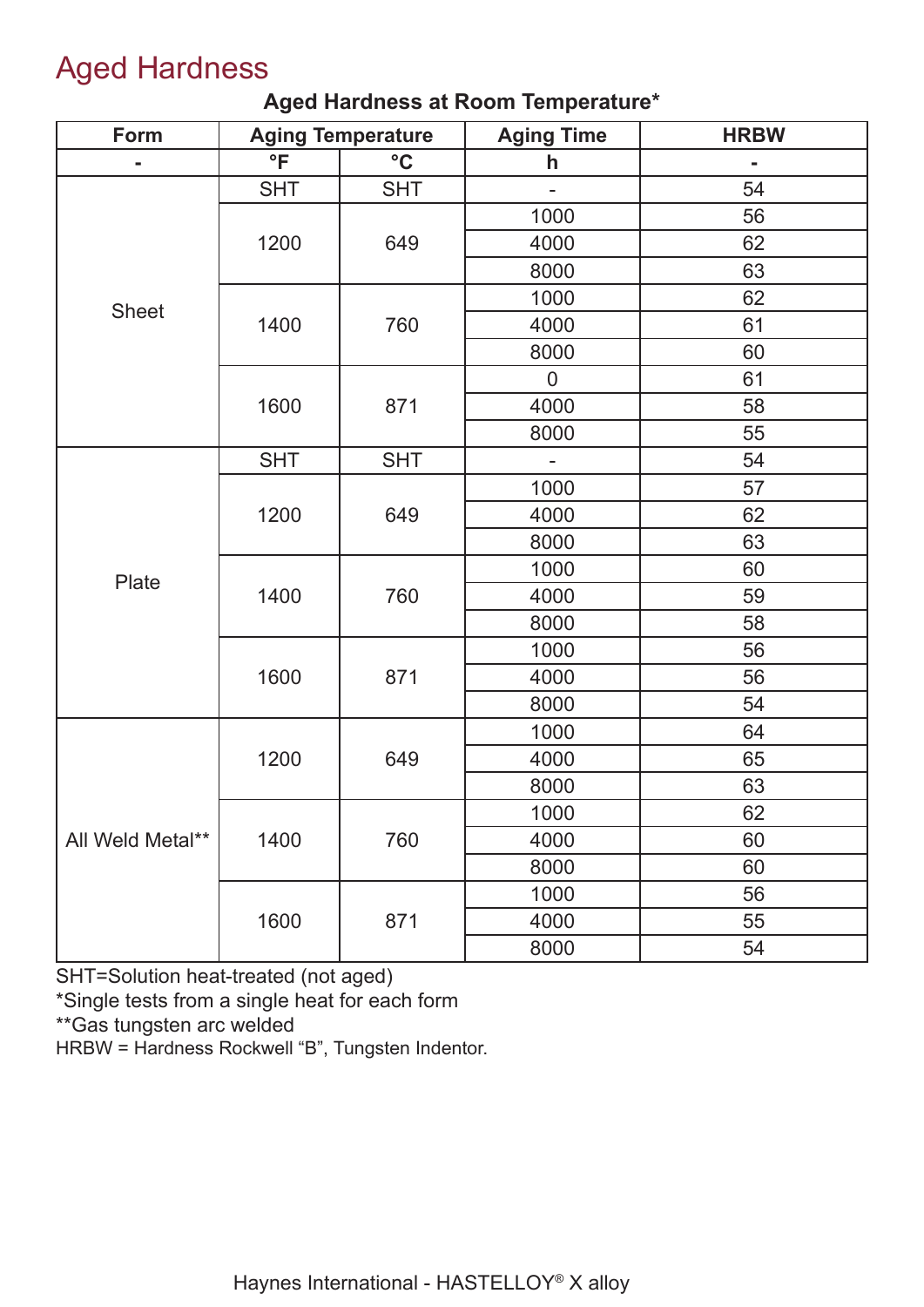# Aged Hardness

**Aged Hardness at Room Temperature***

| Form | Aging Temperature | | Aging Time | HRBW |
|---|---|---|---|---|
| - | °F | °C | h | - |
| Sheet | SHT | SHT | - | 54 |
| | 1200 | 649 | 1000 | 56 |
| | | | 4000 | 62 |
| | | | 8000 | 63 |
| | 1400 | 760 | 1000 | 62 |
| | | | 4000 | 61 |
| | | | 8000 | 60 |
| | 1600 | 871 | 0 | 61 |
| | | | 4000 | 58 |
| | | | 8000 | 55 |
| Plate | SHT | SHT | - | 54 |
| | 1200 | 649 | 1000 | 57 |
| | | | 4000 | 62 |
| | | | 8000 | 63 |
| | 1400 | 760 | 1000 | 60 |
| | | | 4000 | 59 |
| | | | 8000 | 58 |
| | 1600 | 871 | 1000 | 56 |
| | | | 4000 | 56 |
| | | | 8000 | 54 |
| All Weld Metal** | 1200 | 649 | 1000 | 64 |
| | | | 4000 | 65 |
| | | | 8000 | 63 |
| | 1400 | 760 | 1000 | 62 |
| | | | 4000 | 60 |
| | | | 8000 | 60 |
| | 1600 | 871 | 1000 | 56 |
| | | | 4000 | 55 |
| | | | 8000 | 54 |

SHT=Solution heat-treated (not aged)
*Single tests from a single heat for each form
**Gas tungsten arc welded
HRBW = Hardness Rockwell "B", Tungsten Indentor.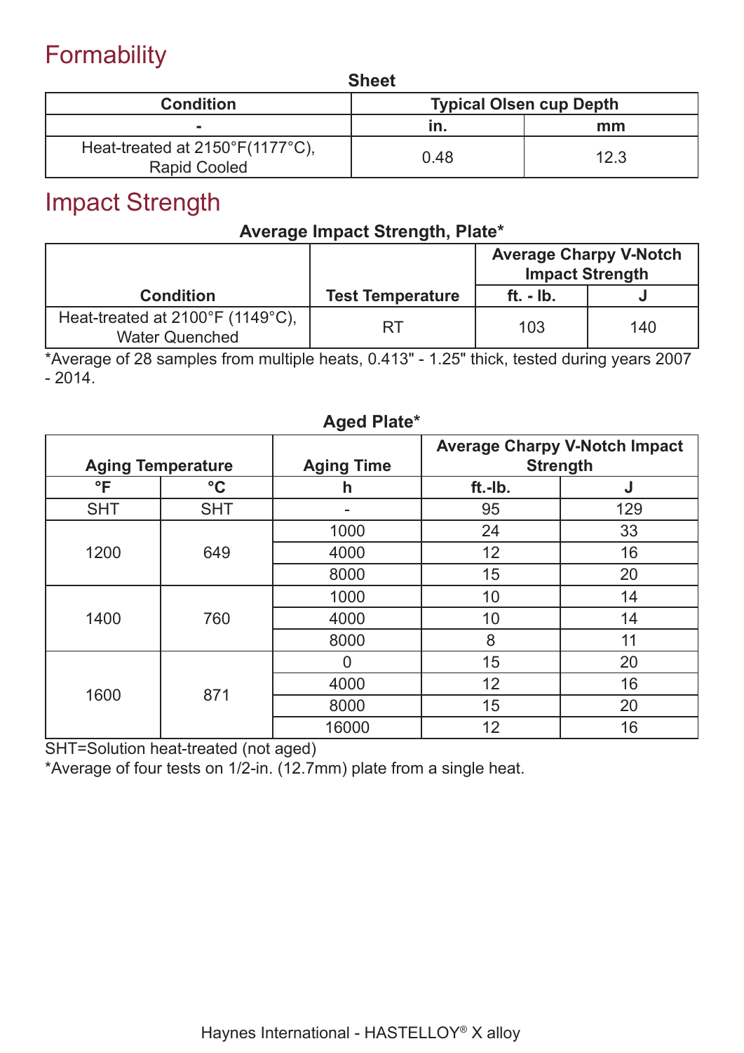# Formability

**Sheet**

| Condition | Typical Olsen cup Depth | |
|---|---|---|
| - | in. | mm |
| Heat-treated at 2150°F(1177°C), Rapid Cooled | 0.48 | 12.3 |

# Impact Strength

**Average Impact Strength, Plate***

| Condition | Test Temperature | Average Charpy V-Notch Impact Strength | |
|---|---|---|---|
| | | ft. - lb. | J |
| Heat-treated at 2100°F (1149°C), Water Quenched | RT | 103 | 140 |

*Average of 28 samples from multiple heats, 0.413" - 1.25" thick, tested during years 2007 - 2014.

**Aged Plate***

| Aging Temperature | | Aging Time | Average Charpy V-Notch Impact Strength | |
|---|---|---|---|---|
| °F | °C | h | ft.-lb. | J |
| SHT | SHT | - | 95 | 129 |
| 1200 | 649 | 1000 | 24 | 33 |
| | | 4000 | 12 | 16 |
| | | 8000 | 15 | 20 |
| 1400 | 760 | 1000 | 10 | 14 |
| | | 4000 | 10 | 14 |
| | | 8000 | 8 | 11 |
| 1600 | 871 | 0 | 15 | 20 |
| | | 4000 | 12 | 16 |
| | | 8000 | 15 | 20 |
| | | 16000 | 12 | 16 |

SHT=Solution heat-treated (not aged)

*Average of four tests on 1/2-in. (12.7mm) plate from a single heat.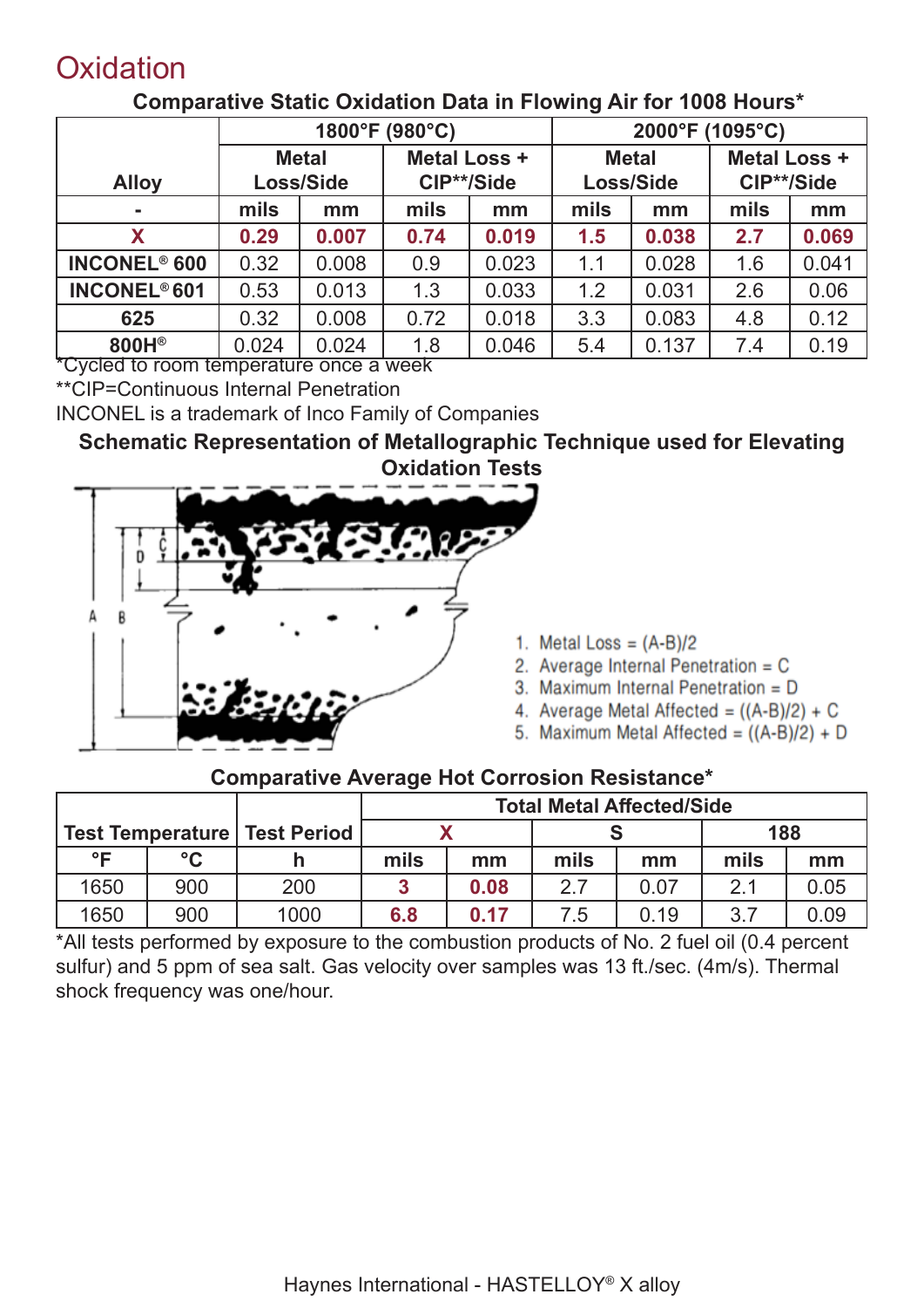# Oxidation

### Comparative Static Oxidation Data in Flowing Air for 1008 Hours*

| Alloy | 1800°F (980°C) | | | | 2000°F (1095°C) | | | |
|---|---|---|---|---|---|---|---|---|
| | Metal Loss/Side | | Metal Loss + CIP**/Side | | Metal Loss/Side | | Metal Loss + CIP**/Side | |
| - | mils | mm | mils | mm | mils | mm | mils | mm |
| **X** | **0.29** | **0.007** | **0.74** | **0.019** | **1.5** | **0.038** | **2.7** | **0.069** |
| **INCONEL® 600** | 0.32 | 0.008 | 0.9 | 0.023 | 1.1 | 0.028 | 1.6 | 0.041 |
| **INCONEL® 601** | 0.53 | 0.013 | 1.3 | 0.033 | 1.2 | 0.031 | 2.6 | 0.06 |
| **625** | 0.32 | 0.008 | 0.72 | 0.018 | 3.3 | 0.083 | 4.8 | 0.12 |
| **800H®** | 0.024 | 0.024 | 1.8 | 0.046 | 5.4 | 0.137 | 7.4 | 0.19 |

*Cycled to room temperature once a week

**CIP=Continuous Internal Penetration

INCONEL is a trademark of Inco Family of Companies

### Schematic Representation of Metallographic Technique used for Elevating Oxidation Tests

A
B
C
D

1. Metal Loss = (A-B)/2
2. Average Internal Penetration = C
3. Maximum Internal Penetration = D
4. Average Metal Affected = ((A-B)/2) + C
5. Maximum Metal Affected = ((A-B)/2) + D

### Comparative Average Hot Corrosion Resistance*

| Test Temperature | | Test Period | Total Metal Affected/Side | | | | | |
|---|---|---|---|---|---|---|---|---|
| | | | X | | S | | 188 | |
| °F | °C | h | mils | mm | mils | mm | mils | mm |
| 1650 | 900 | 200 | **3** | **0.08** | 2.7 | 0.07 | 2.1 | 0.05 |
| 1650 | 900 | 1000 | **6.8** | **0.17** | 7.5 | 0.19 | 3.7 | 0.09 |

*All tests performed by exposure to the combustion products of No. 2 fuel oil (0.4 percent sulfur) and 5 ppm of sea salt. Gas velocity over samples was 13 ft./sec. (4m/s). Thermal shock frequency was one/hour.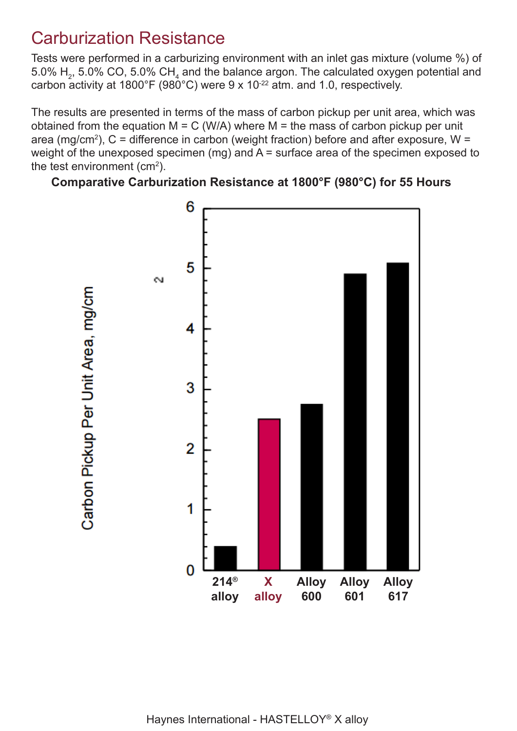# Carburization Resistance

Tests were performed in a carburizing environment with an inlet gas mixture (volume %) of 5.0% $H_2$, 5.0% CO, 5.0% $CH_4$ and the balance argon. The calculated oxygen potential and carbon activity at 1800°F (980°C) were 9 x $10^{-22}$ atm. and 1.0, respectively.

The results are presented in terms of the mass of carbon pickup per unit area, which was obtained from the equation M = C (W/A) where M = the mass of carbon pickup per unit area (mg/cm$^2$), C = difference in carbon (weight fraction) before and after exposure, W = weight of the unexposed specimen (mg) and A = surface area of the specimen exposed to the test environment (cm$^2$).

**Comparative Carburization Resistance at 1800°F (980°C) for 55 Hours**

Carbon Pickup Per Unit Area, mg/cm2

0
1
2
3
4
5
6

214® alloy
X alloy
Alloy 600
Alloy 601
Alloy 617

Haynes International - HASTELLOY® X alloy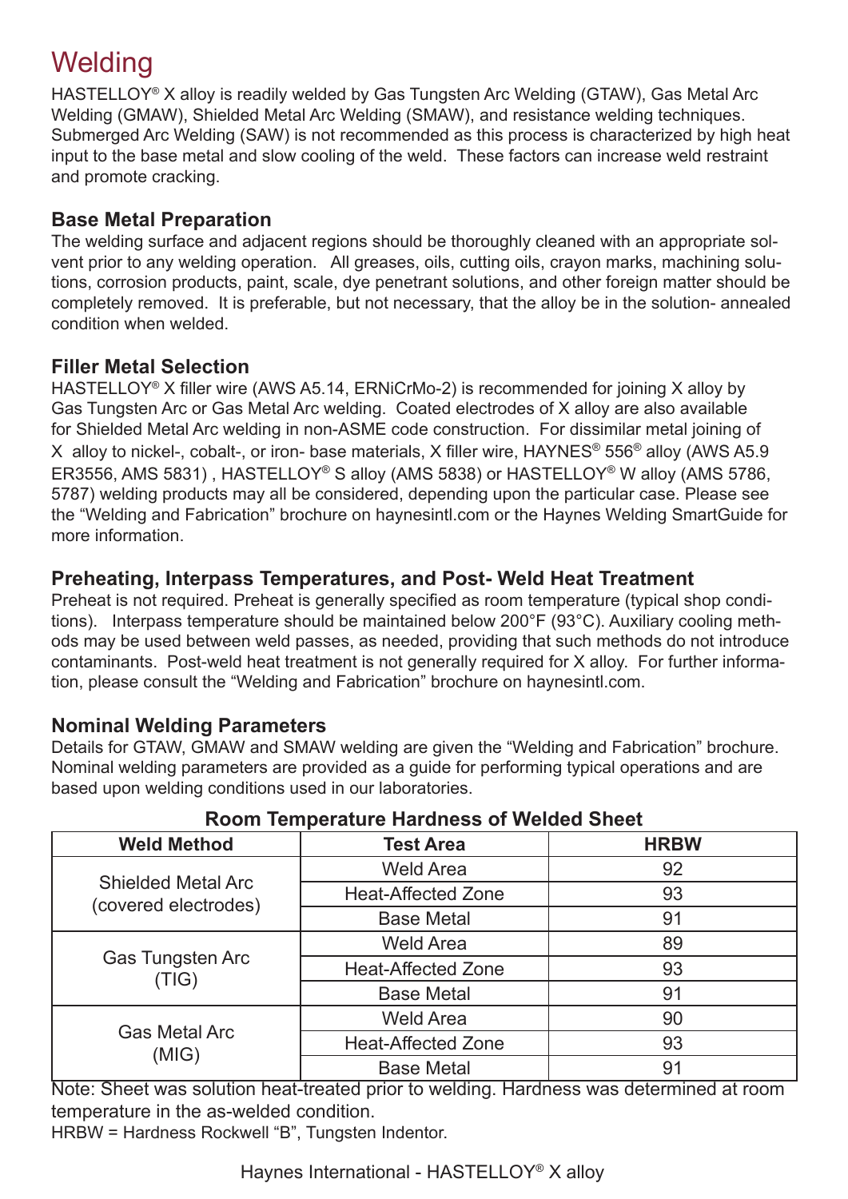# Welding

HASTELLOY® X alloy is readily welded by Gas Tungsten Arc Welding (GTAW), Gas Metal Arc Welding (GMAW), Shielded Metal Arc Welding (SMAW), and resistance welding techniques. Submerged Arc Welding (SAW) is not recommended as this process is characterized by high heat input to the base metal and slow cooling of the weld. These factors can increase weld restraint and promote cracking.

### Base Metal Preparation

The welding surface and adjacent regions should be thoroughly cleaned with an appropriate solvent prior to any welding operation. All greases, oils, cutting oils, crayon marks, machining solutions, corrosion products, paint, scale, dye penetrant solutions, and other foreign matter should be completely removed. It is preferable, but not necessary, that the alloy be in the solution- annealed condition when welded.

### Filler Metal Selection

HASTELLOY® X filler wire (AWS A5.14, ERNiCrMo-2) is recommended for joining X alloy by Gas Tungsten Arc or Gas Metal Arc welding. Coated electrodes of X alloy are also available for Shielded Metal Arc welding in non-ASME code construction. For dissimilar metal joining of X alloy to nickel-, cobalt-, or iron- base materials, X filler wire, HAYNES® 556® alloy (AWS A5.9 ER3556, AMS 5831) , HASTELLOY® S alloy (AMS 5838) or HASTELLOY® W alloy (AMS 5786, 5787) welding products may all be considered, depending upon the particular case. Please see the “Welding and Fabrication” brochure on haynesintl.com or the Haynes Welding SmartGuide for more information.

### Preheating, Interpass Temperatures, and Post- Weld Heat Treatment

Preheat is not required. Preheat is generally specified as room temperature (typical shop conditions). Interpass temperature should be maintained below 200°F (93°C). Auxiliary cooling methods may be used between weld passes, as needed, providing that such methods do not introduce contaminants. Post-weld heat treatment is not generally required for X alloy. For further information, please consult the “Welding and Fabrication” brochure on haynesintl.com.

### Nominal Welding Parameters

Details for GTAW, GMAW and SMAW welding are given the “Welding and Fabrication” brochure. Nominal welding parameters are provided as a guide for performing typical operations and are based upon welding conditions used in our laboratories.

**Room Temperature Hardness of Welded Sheet**

| Weld Method | Test Area | HRBW |
|---|---|---|
| Shielded Metal Arc (covered electrodes) | Weld Area | 92 |
| | Heat-Affected Zone | 93 |
| | Base Metal | 91 |
| Gas Tungsten Arc (TIG) | Weld Area | 89 |
| | Heat-Affected Zone | 93 |
| | Base Metal | 91 |
| Gas Metal Arc (MIG) | Weld Area | 90 |
| | Heat-Affected Zone | 93 |
| | Base Metal | 91 |

Note: Sheet was solution heat-treated prior to welding. Hardness was determined at room temperature in the as-welded condition.

HRBW = Hardness Rockwell “B”, Tungsten Indentor.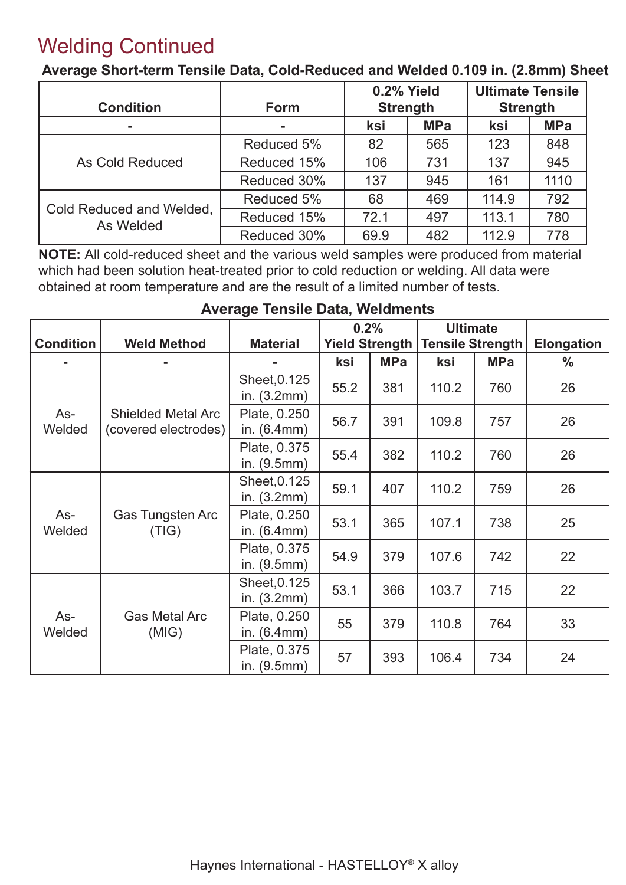# Welding Continued

**Average Short-term Tensile Data, Cold-Reduced and Welded 0.109 in. (2.8mm) Sheet**

| Condition | Form | 0.2% Yield Strength | | Ultimate Tensile Strength | |
|---|---|---|---|---|---|
| - | - | ksi | MPa | ksi | MPa |
| As Cold Reduced | Reduced 5% | 82 | 565 | 123 | 848 |
| | Reduced 15% | 106 | 731 | 137 | 945 |
| | Reduced 30% | 137 | 945 | 161 | 1110 |
| Cold Reduced and Welded, As Welded | Reduced 5% | 68 | 469 | 114.9 | 792 |
| | Reduced 15% | 72.1 | 497 | 113.1 | 780 |
| | Reduced 30% | 69.9 | 482 | 112.9 | 778 |

**NOTE:** All cold-reduced sheet and the various weld samples were produced from material which had been solution heat-treated prior to cold reduction or welding. All data were obtained at room temperature and are the result of a limited number of tests.

**Average Tensile Data, Weldments**

| Condition | Weld Method | Material | 0.2% Yield Strength | | Ultimate Tensile Strength | | Elongation |
|---|---|---|---|---|---|---|---|
| - | - | - | ksi | MPa | ksi | MPa | % |
| As-Welded | Shielded Metal Arc (covered electrodes) | Sheet,0.125 in. (3.2mm) | 55.2 | 381 | 110.2 | 760 | 26 |
| | | Plate, 0.250 in. (6.4mm) | 56.7 | 391 | 109.8 | 757 | 26 |
| | | Plate, 0.375 in. (9.5mm) | 55.4 | 382 | 110.2 | 760 | 26 |
| As-Welded | Gas Tungsten Arc (TIG) | Sheet,0.125 in. (3.2mm) | 59.1 | 407 | 110.2 | 759 | 26 |
| | | Plate, 0.250 in. (6.4mm) | 53.1 | 365 | 107.1 | 738 | 25 |
| | | Plate, 0.375 in. (9.5mm) | 54.9 | 379 | 107.6 | 742 | 22 |
| As-Welded | Gas Metal Arc (MIG) | Sheet,0.125 in. (3.2mm) | 53.1 | 366 | 103.7 | 715 | 22 |
| | | Plate, 0.250 in. (6.4mm) | 55 | 379 | 110.8 | 764 | 33 |
| | | Plate, 0.375 in. (9.5mm) | 57 | 393 | 106.4 | 734 | 24 |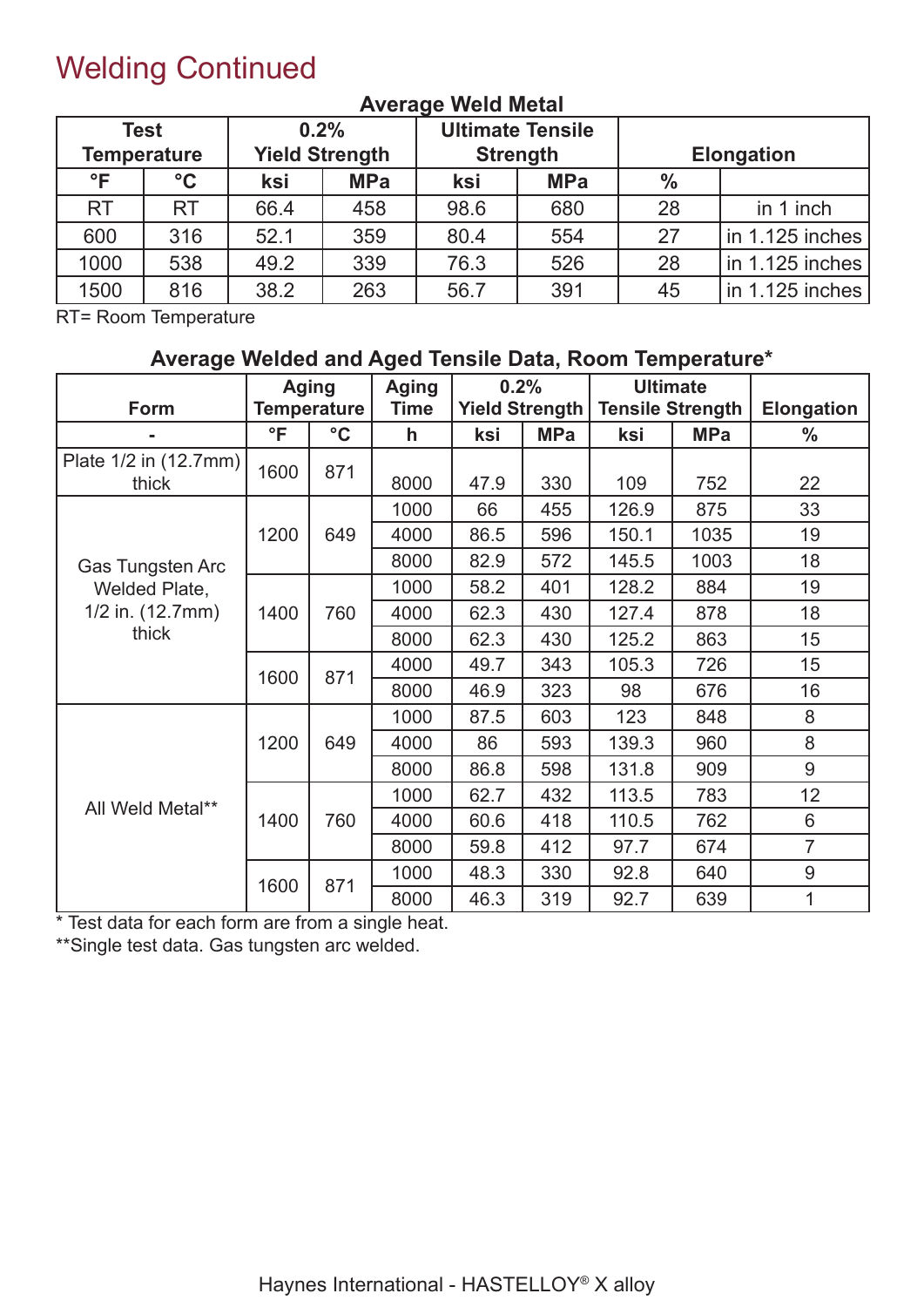# Welding Continued

**Average Weld Metal**

| Test Temperature | | 0.2% Yield Strength | | Ultimate Tensile Strength | | Elongation | |
|---|---|---|---|---|---|---|---|
| °F | °C | ksi | MPa | ksi | MPa | % | |
| RT | RT | 66.4 | 458 | 98.6 | 680 | 28 | in 1 inch |
| 600 | 316 | 52.1 | 359 | 80.4 | 554 | 27 | in 1.125 inches |
| 1000 | 538 | 49.2 | 339 | 76.3 | 526 | 28 | in 1.125 inches |
| 1500 | 816 | 38.2 | 263 | 56.7 | 391 | 45 | in 1.125 inches |

RT= Room Temperature

**Average Welded and Aged Tensile Data, Room Temperature***

| Form | Aging Temperature | | Aging Time | 0.2% Yield Strength | | Ultimate Tensile Strength | | Elongation |
|---|---|---|---|---|---|---|---|---|
| - | °F | °C | h | ksi | MPa | ksi | MPa | % |
| Plate 1/2 in (12.7mm) thick | 1600 | 871 | 8000 | 47.9 | 330 | 109 | 752 | 22 |
| Gas Tungsten Arc Welded Plate, 1/2 in. (12.7mm) thick | 1200 | 649 | 1000 | 66 | 455 | 126.9 | 875 | 33 |
| | | | 4000 | 86.5 | 596 | 150.1 | 1035 | 19 |
| | | | 8000 | 82.9 | 572 | 145.5 | 1003 | 18 |
| | 1400 | 760 | 1000 | 58.2 | 401 | 128.2 | 884 | 19 |
| | | | 4000 | 62.3 | 430 | 127.4 | 878 | 18 |
| | | | 8000 | 62.3 | 430 | 125.2 | 863 | 15 |
| | 1600 | 871 | 4000 | 49.7 | 343 | 105.3 | 726 | 15 |
| | | | 8000 | 46.9 | 323 | 98 | 676 | 16 |
| All Weld Metal** | 1200 | 649 | 1000 | 87.5 | 603 | 123 | 848 | 8 |
| | | | 4000 | 86 | 593 | 139.3 | 960 | 8 |
| | | | 8000 | 86.8 | 598 | 131.8 | 909 | 9 |
| | 1400 | 760 | 1000 | 62.7 | 432 | 113.5 | 783 | 12 |
| | | | 4000 | 60.6 | 418 | 110.5 | 762 | 6 |
| | | | 8000 | 59.8 | 412 | 97.7 | 674 | 7 |
| | 1600 | 871 | 1000 | 48.3 | 330 | 92.8 | 640 | 9 |
| | | | 8000 | 46.3 | 319 | 92.7 | 639 | 1 |

\* Test data for each form are from a single heat.
**Single test data. Gas tungsten arc welded.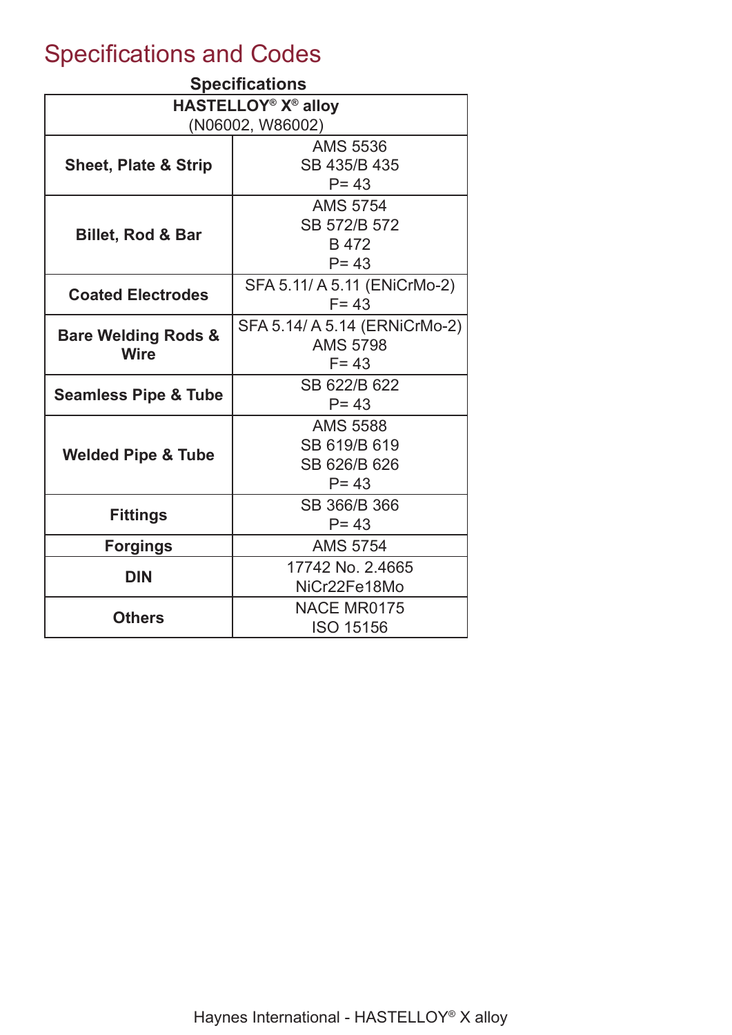# Specifications and Codes

**Specifications**

| **HASTELLOY® X® alloy** (N06002, W86002) | |
|---|---|
| **Sheet, Plate & Strip** | AMS 5536<br>SB 435/B 435<br>P= 43 |
| **Billet, Rod & Bar** | AMS 5754<br>SB 572/B 572<br>B 472<br>P= 43 |
| **Coated Electrodes** | SFA 5.11/ A 5.11 (ENiCrMo-2)<br>F= 43 |
| **Bare Welding Rods & Wire** | SFA 5.14/ A 5.14 (ERNiCrMo-2)<br>AMS 5798<br>F= 43 |
| **Seamless Pipe & Tube** | SB 622/B 622<br>P= 43 |
| **Welded Pipe & Tube** | AMS 5588<br>SB 619/B 619<br>SB 626/B 626<br>P= 43 |
| **Fittings** | SB 366/B 366<br>P= 43 |
| **Forgings** | AMS 5754 |
| **DIN** | 17742 No. 2.4665<br>NiCr22Fe18Mo |
| **Others** | NACE MR0175<br>ISO 15156 |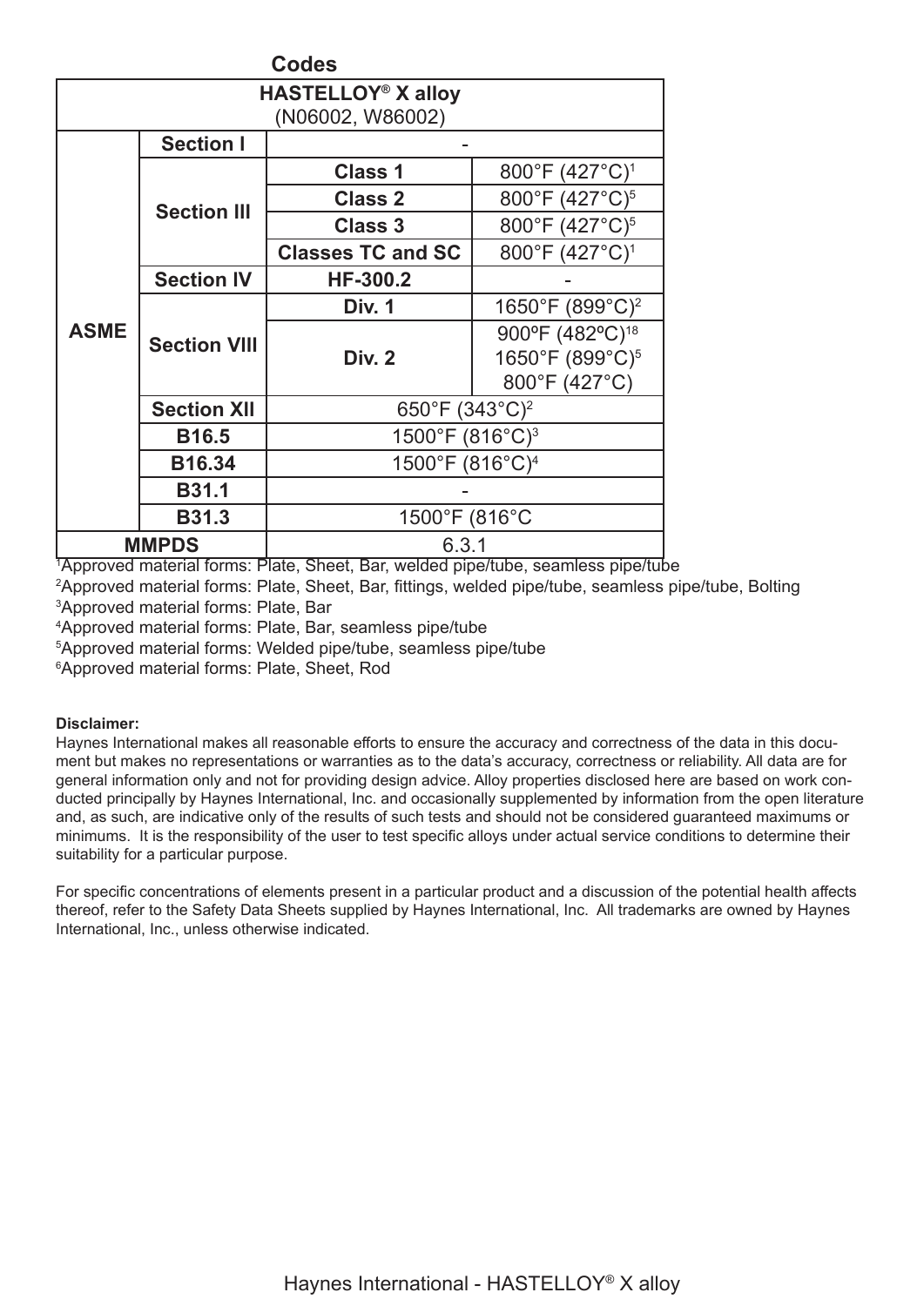## Codes

| HASTELLOY® X alloy (N06002, W86002) | | | |
|---|---|---|---|
| ASME | Section I | - | |
| | Section III | Class 1 | 800°F (427°C)[1] |
| | | Class 2 | 800°F (427°C)[5] |
| | | Class 3 | 800°F (427°C)[5] |
| | | Classes TC and SC | 800°F (427°C)[1] |
| | Section IV | HF-300.2 | - |
| | Section VIII | Div. 1 | 1650°F (899°C)[2] |
| | | Div. 2 | 900ºF (482ºC)[18] 1650°F (899°C)[5] 800°F (427°C) |
| | Section XII | 650°F (343°C)[2] | |
| | B16.5 | 1500°F (816°C)[3] | |
| | B16.34 | 1500°F (816°C)[4] | |
| | B31.1 | - | |
| | B31.3 | 1500°F (816°C | |
| MMPDS | | 6.3.1 | |

[1]Approved material forms: Plate, Sheet, Bar, welded pipe/tube, seamless pipe/tube
[2]Approved material forms: Plate, Sheet, Bar, fittings, welded pipe/tube, seamless pipe/tube, Bolting
[3]Approved material forms: Plate, Bar
[4]Approved material forms: Plate, Bar, seamless pipe/tube
[5]Approved material forms: Welded pipe/tube, seamless pipe/tube
[6]Approved material forms: Plate, Sheet, Rod

**Disclaimer:**
Haynes International makes all reasonable efforts to ensure the accuracy and correctness of the data in this document but makes no representations or warranties as to the data's accuracy, correctness or reliability. All data are for general information only and not for providing design advice. Alloy properties disclosed here are based on work conducted principally by Haynes International, Inc. and occasionally supplemented by information from the open literature and, as such, are indicative only of the results of such tests and should not be considered guaranteed maximums or minimums. It is the responsibility of the user to test specific alloys under actual service conditions to determine their suitability for a particular purpose.

For specific concentrations of elements present in a particular product and a discussion of the potential health affects thereof, refer to the Safety Data Sheets supplied by Haynes International, Inc. All trademarks are owned by Haynes International, Inc., unless otherwise indicated.